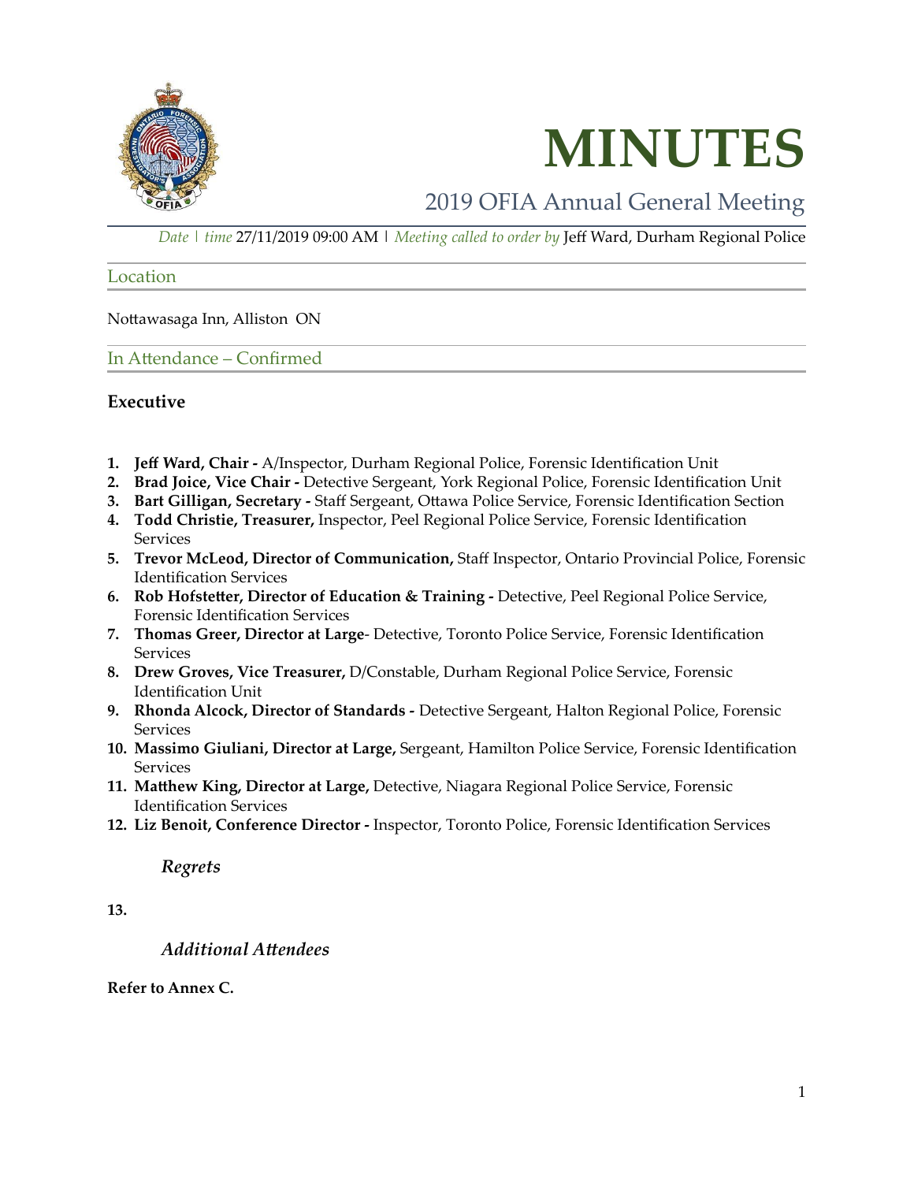# MINUTES

## 2019 OFIA Annual General Meeting

*Date | time* 27/11/2019 09:00 AM | *Meeting called to order by* Jeff Ward, Durham Regional Police

### Location

Nottawasaga Inn, Alliston ON

### In Attendance – Confirmed

**Executive**

1. **Jeff Ward, Chair -** A/Inspector, Durham Regional Police, Forensic Identification Unit
2. **Brad Joice, Vice Chair -** Detective Sergeant, York Regional Police, Forensic Identification Unit
3. **Bart Gilligan, Secretary -** Staff Sergeant, Ottawa Police Service, Forensic Identification Section
4. **Todd Christie, Treasurer,** Inspector, Peel Regional Police Service, Forensic Identification Services
5. **Trevor McLeod, Director of Communication,** Staff Inspector, Ontario Provincial Police, Forensic Identification Services
6. **Rob Hofstetter, Director of Education & Training -** Detective, Peel Regional Police Service, Forensic Identification Services
7. **Thomas Greer, Director at Large**- Detective, Toronto Police Service, Forensic Identification Services
8. **Drew Groves, Vice Treasurer,** D/Constable, Durham Regional Police Service, Forensic Identification Unit
9. **Rhonda Alcock, Director of Standards -** Detective Sergeant, Halton Regional Police, Forensic Services
10. **Massimo Giuliani, Director at Large,** Sergeant, Hamilton Police Service, Forensic Identification Services
11. **Matthew King, Director at Large,** Detective, Niagara Regional Police Service, Forensic Identification Services
12. **Liz Benoit, Conference Director -** Inspector, Toronto Police, Forensic Identification Services

***Regrets***

**13.**

***Additional Attendees***

**Refer to Annex C.**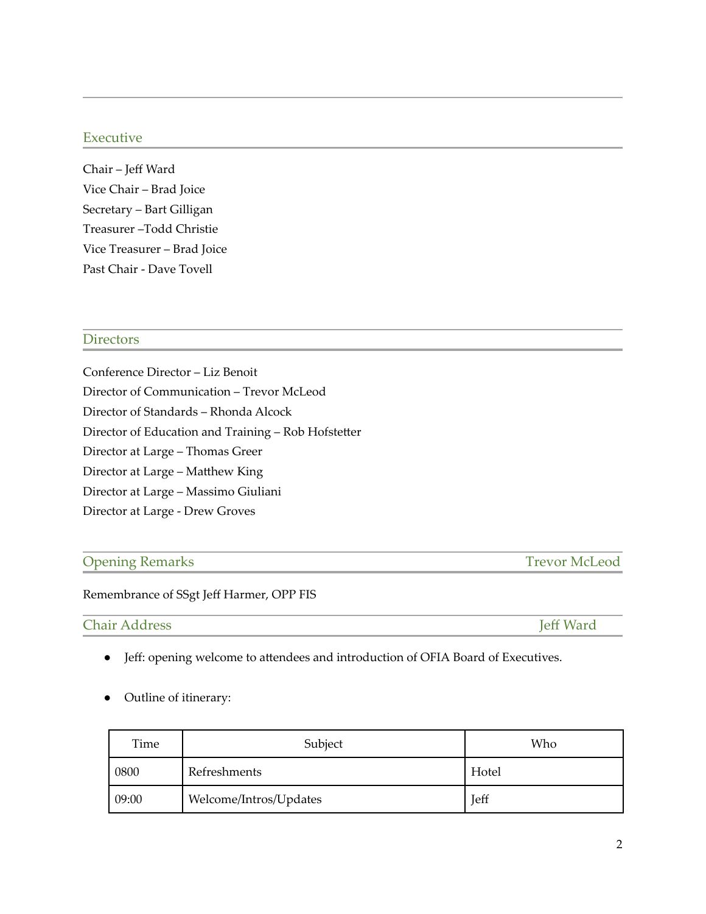## Executive

Chair – Jeff Ward
Vice Chair – Brad Joice
Secretary – Bart Gilligan
Treasurer –Todd Christie
Vice Treasurer – Brad Joice
Past Chair - Dave Tovell

## Directors

Conference Director – Liz Benoit
Director of Communication – Trevor McLeod
Director of Standards – Rhonda Alcock
Director of Education and Training – Rob Hofstetter
Director at Large – Thomas Greer
Director at Large – Matthew King
Director at Large – Massimo Giuliani
Director at Large - Drew Groves

## Opening Remarks — Trevor McLeod

Remembrance of SSgt Jeff Harmer, OPP FIS

## Chair Address — Jeff Ward

- Jeff: opening welcome to attendees and introduction of OFIA Board of Executives.
- Outline of itinerary:

| Time | Subject | Who |
|---|---|---|
| 0800 | Refreshments | Hotel |
| 09:00 | Welcome/Intros/Updates | Jeff |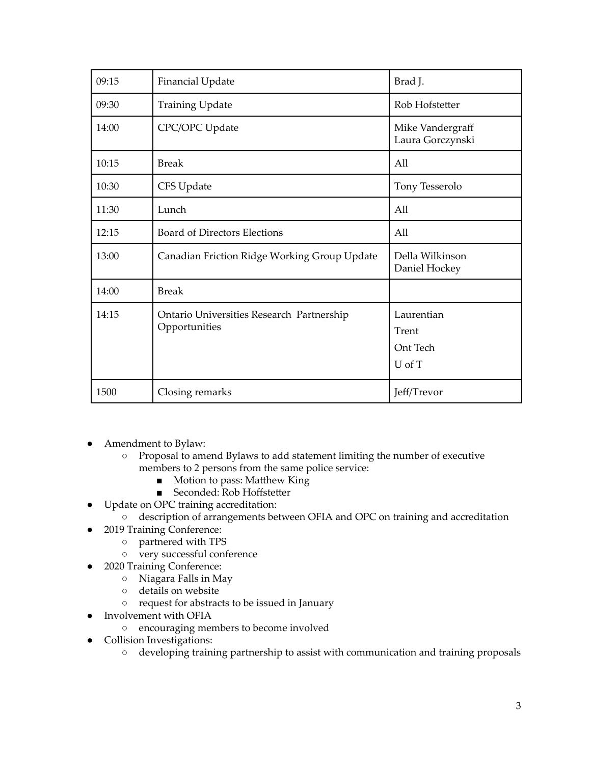| 09:15 | Financial Update | Brad J. |
|---|---|---|
| 09:30 | Training Update | Rob Hofstetter |
| 14:00 | CPC/OPC Update | Mike Vandergraff<br>Laura Gorczynski |
| 10:15 | Break | All |
| 10:30 | CFS Update | Tony Tesserolo |
| 11:30 | Lunch | All |
| 12:15 | Board of Directors Elections | All |
| 13:00 | Canadian Friction Ridge Working Group Update | Della Wilkinson<br>Daniel Hockey |
| 14:00 | Break | |
| 14:15 | Ontario Universities Research Partnership Opportunities | Laurentian<br>Trent<br>Ont Tech<br>U of T |
| 1500 | Closing remarks | Jeff/Trevor |

- Amendment to Bylaw:
    - Proposal to amend Bylaws to add statement limiting the number of executive members to 2 persons from the same police service:
        - Motion to pass: Matthew King
        - Seconded: Rob Hoffstetter
- Update on OPC training accreditation:
    - description of arrangements between OFIA and OPC on training and accreditation
- 2019 Training Conference:
    - partnered with TPS
    - very successful conference
- 2020 Training Conference:
    - Niagara Falls in May
    - details on website
    - request for abstracts to be issued in January
- Involvement with OFIA
    - encouraging members to become involved
- Collision Investigations:
    - developing training partnership to assist with communication and training proposals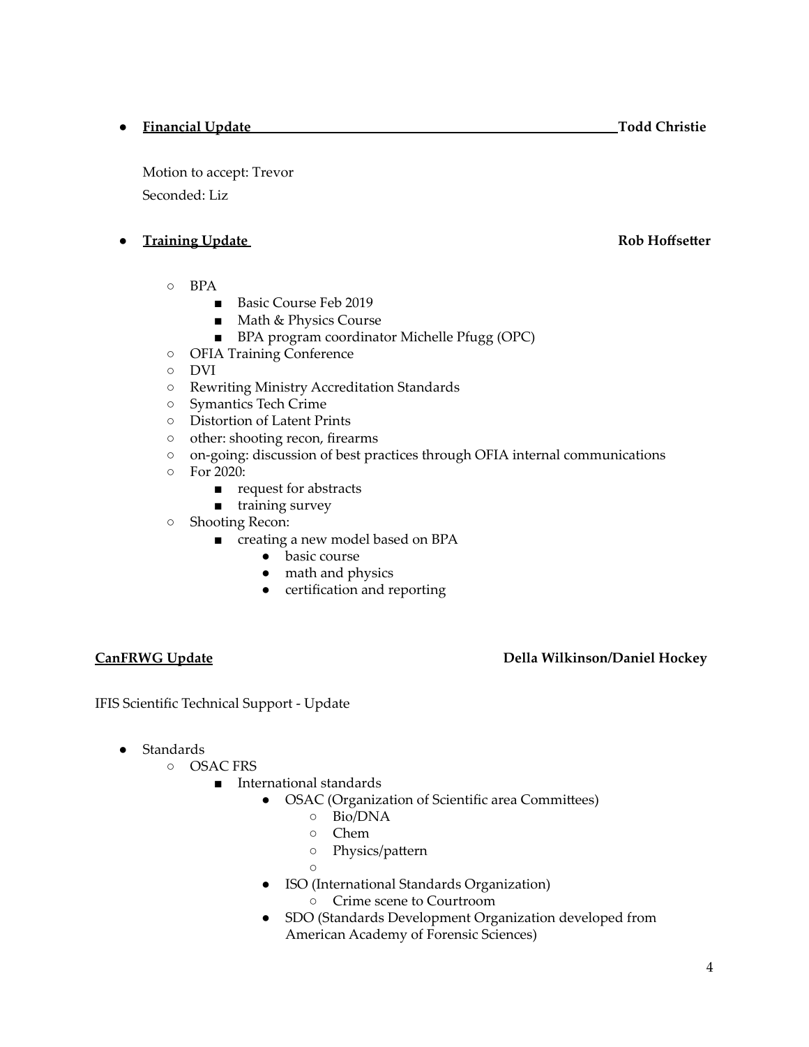- **Financial Update** **Todd Christie**

  Motion to accept: Trevor
  Seconded: Liz

- **Training Update** **Rob Hoffsetter**

  - BPA
    - Basic Course Feb 2019
    - Math & Physics Course
    - BPA program coordinator Michelle Pfugg (OPC)
  - OFIA Training Conference
  - DVI
  - Rewriting Ministry Accreditation Standards
  - Symantics Tech Crime
  - Distortion of Latent Prints
  - other: shooting recon, firearms
  - on-going: discussion of best practices through OFIA internal communications
  - For 2020:
    - request for abstracts
    - training survey
  - Shooting Recon:
    - creating a new model based on BPA
      - basic course
      - math and physics
      - certification and reporting

**CanFRWG Update** **Della Wilkinson/Daniel Hockey**

IFIS Scientific Technical Support - Update

- Standards
  - OSAC FRS
    - International standards
      - OSAC (Organization of Scientific area Committees)
        - Bio/DNA
        - Chem
        - Physics/pattern
        - 
      - ISO (International Standards Organization)
        - Crime scene to Courtroom
      - SDO (Standards Development Organization developed from American Academy of Forensic Sciences)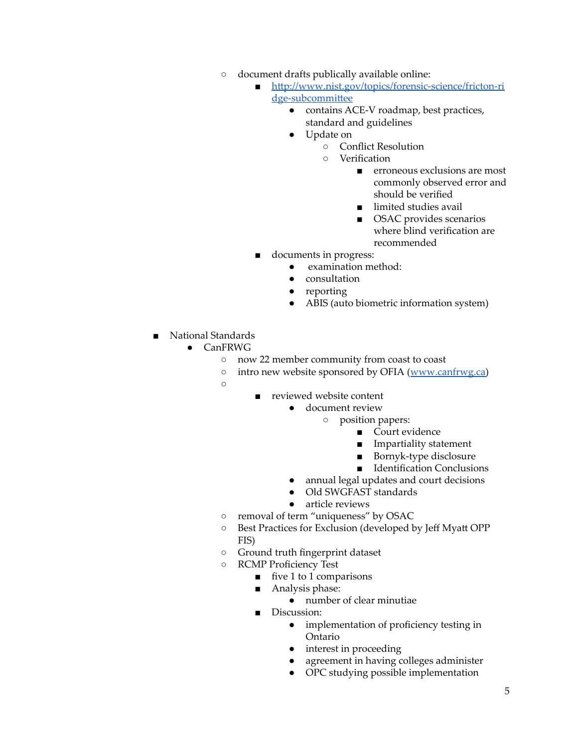- document drafts publically available online:
  - [http://www.nist.gov/topics/forensic-science/fricton-ridge-subcommittee](http://www.nist.gov/topics/forensic-science/fricton-ridge-subcommittee)
    - contains ACE-V roadmap, best practices, standard and guidelines
    - Update on
      - Conflict Resolution
      - Verification
        - erroneous exclusions are most commonly observed error and should be verified
        - limited studies avail
        - OSAC provides scenarios where blind verification are recommended
  - documents in progress:
    - examination method:
    - consultation
    - reporting
    - ABIS (auto biometric information system)

- National Standards
  - CanFRWG
    - now 22 member community from coast to coast
    - intro new website sponsored by OFIA ([www.canfrwg.ca](http://www.canfrwg.ca))
    -
      - reviewed website content
        - document review
          - position papers:
            - Court evidence
            - Impartiality statement
            - Bornyk-type disclosure
            - Identification Conclusions
        - annual legal updates and court decisions
        - Old SWGFAST standards
        - article reviews
    - removal of term "uniqueness" by OSAC
    - Best Practices for Exclusion (developed by Jeff Myatt OPP FIS)
    - Ground truth fingerprint dataset
    - RCMP Proficiency Test
      - five 1 to 1 comparisons
      - Analysis phase:
        - number of clear minutiae
      - Discussion:
        - implementation of proficiency testing in Ontario
        - interest in proceeding
        - agreement in having colleges administer
        - OPC studying possible implementation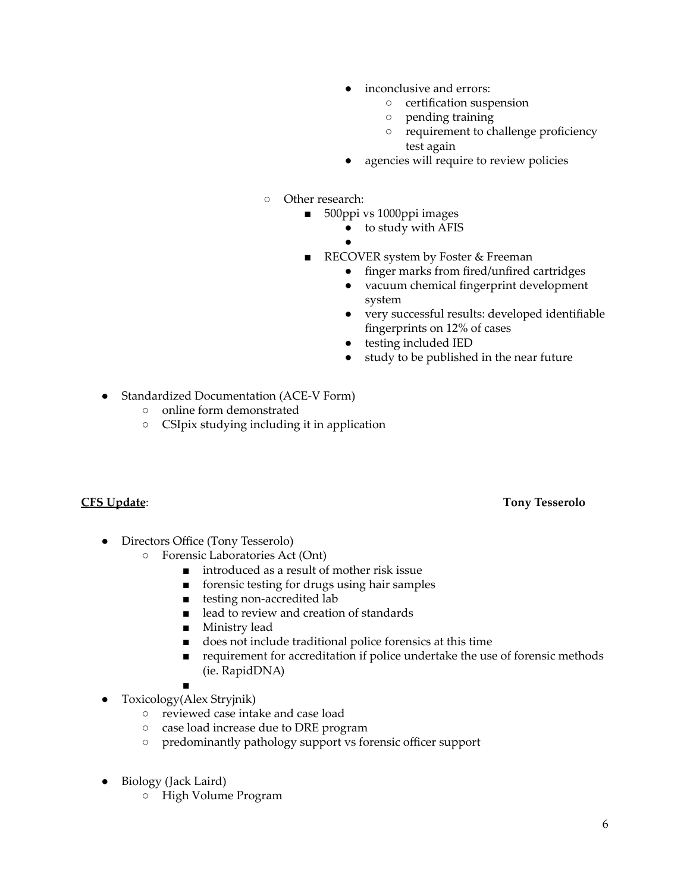- inconclusive and errors:
  - certification suspension
  - pending training
  - requirement to challenge proficiency test again
- agencies will require to review policies

- Other research:
  - 500ppi vs 1000ppi images
    - to study with AFIS
    - 
  - RECOVER system by Foster & Freeman
    - finger marks from fired/unfired cartridges
    - vacuum chemical fingerprint development system
    - very successful results: developed identifiable fingerprints on 12% of cases
    - testing included IED
    - study to be published in the near future

- Standardized Documentation (ACE-V Form)
  - online form demonstrated
  - CSIpix studying including it in application

**<u>CFS Update</u>**: **Tony Tesserolo**

- Directors Office (Tony Tesserolo)
  - Forensic Laboratories Act (Ont)
    - introduced as a result of mother risk issue
    - forensic testing for drugs using hair samples
    - testing non-accredited lab
    - lead to review and creation of standards
    - Ministry lead
    - does not include traditional police forensics at this time
    - requirement for accreditation if police undertake the use of forensic methods (ie. RapidDNA)
    - 
- Toxicology(Alex Stryjnik)
  - reviewed case intake and case load
  - case load increase due to DRE program
  - predominantly pathology support vs forensic officer support

- Biology (Jack Laird)
  - High Volume Program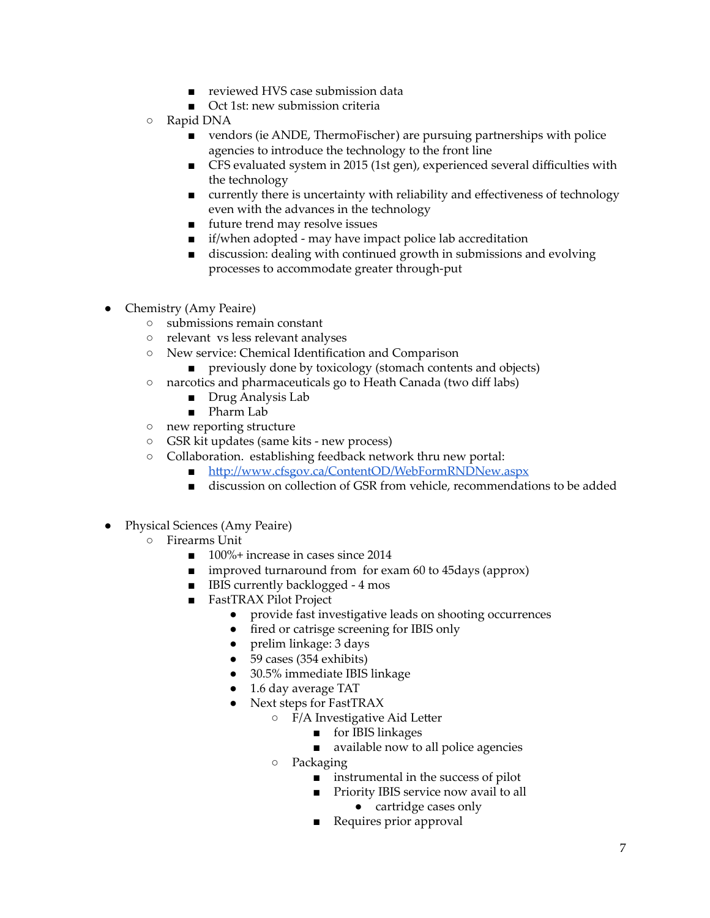- reviewed HVS case submission data
        - Oct 1st: new submission criteria
    - Rapid DNA
        - vendors (ie ANDE, ThermoFischer) are pursuing partnerships with police agencies to introduce the technology to the front line
        - CFS evaluated system in 2015 (1st gen), experienced several difficulties with the technology
        - currently there is uncertainty with reliability and effectiveness of technology even with the advances in the technology
        - future trend may resolve issues
        - if/when adopted - may have impact police lab accreditation
        - discussion: dealing with continued growth in submissions and evolving processes to accommodate greater through-put

- Chemistry (Amy Peaire)
    - submissions remain constant
    - relevant  vs less relevant analyses
    - New service: Chemical Identification and Comparison
        - previously done by toxicology (stomach contents and objects)
    - narcotics and pharmaceuticals go to Heath Canada (two diff labs)
        - Drug Analysis Lab
        - Pharm Lab
    - new reporting structure
    - GSR kit updates (same kits - new process)
    - Collaboration.  establishing feedback network thru new portal:
        - [http://www.cfsgov.ca/ContentOD/WebFormRNDNew.aspx](http://www.cfsgov.ca/ContentOD/WebFormRNDNew.aspx)
        - discussion on collection of GSR from vehicle, recommendations to be added

- Physical Sciences (Amy Peaire)
    - Firearms Unit
        - 100%+ increase in cases since 2014
        - improved turnaround from  for exam 60 to 45days (approx)
        - IBIS currently backlogged - 4 mos
        - FastTRAX Pilot Project
            - provide fast investigative leads on shooting occurrences
            - fired or catrisge screening for IBIS only
            - prelim linkage: 3 days
            - 59 cases (354 exhibits)
            - 30.5% immediate IBIS linkage
            - 1.6 day average TAT
            - Next steps for FastTRAX
                - F/A Investigative Aid Letter
                    - for IBIS linkages
                    - available now to all police agencies
                - Packaging
                    - instrumental in the success of pilot
                    - Priority IBIS service now avail to all
                        - cartridge cases only
                    - Requires prior approval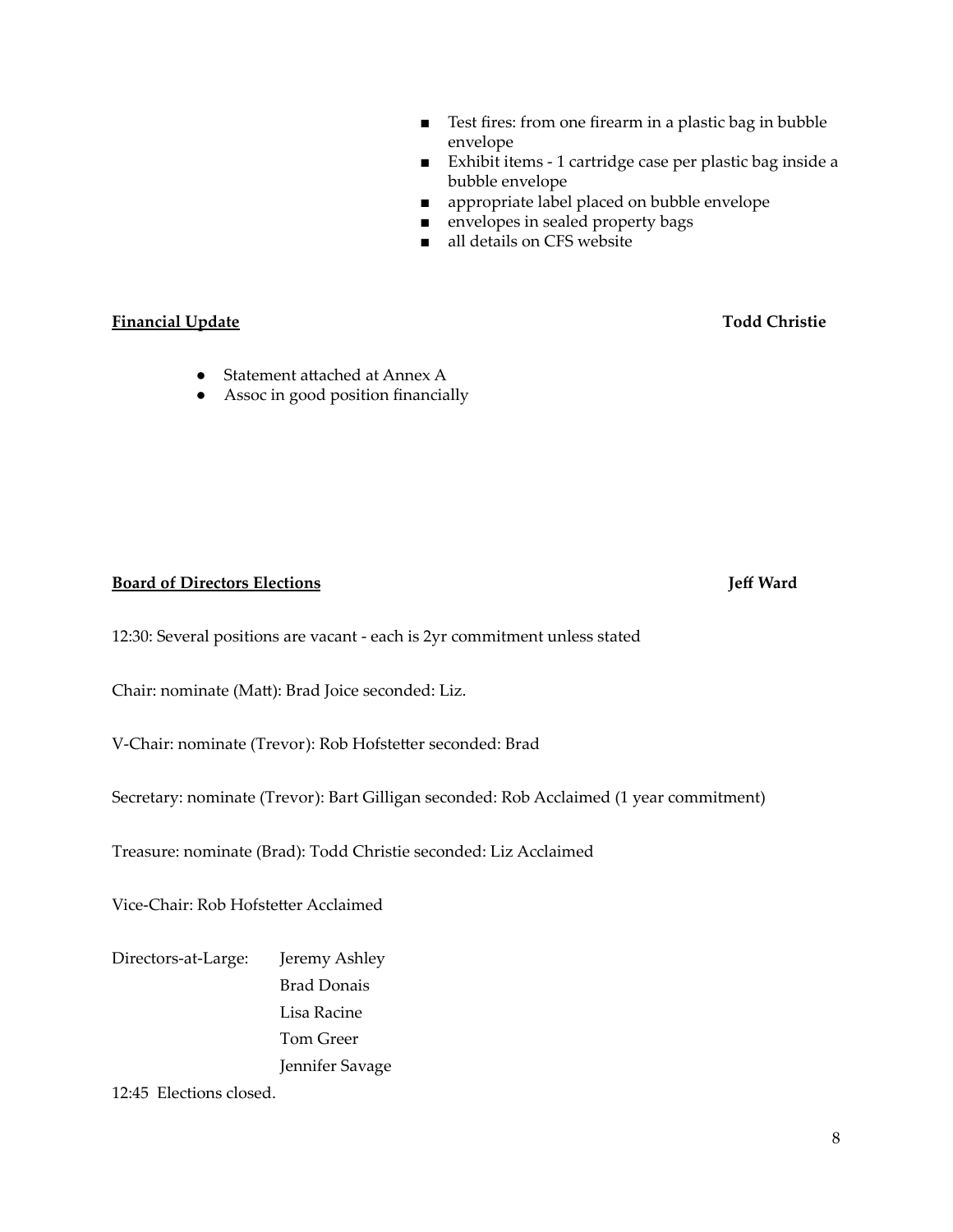- Test fires: from one firearm in a plastic bag in bubble envelope
- Exhibit items - 1 cartridge case per plastic bag inside a bubble envelope
- appropriate label placed on bubble envelope
- envelopes in sealed property bags
- all details on CFS website

**Financial Update** **Todd Christie**

- Statement attached at Annex A
- Assoc in good position financially

**Board of Directors Elections** **Jeff Ward**

12:30: Several positions are vacant - each is 2yr commitment unless stated

Chair: nominate (Matt): Brad Joice seconded: Liz.

V-Chair: nominate (Trevor): Rob Hofstetter seconded: Brad

Secretary: nominate (Trevor): Bart Gilligan seconded: Rob Acclaimed (1 year commitment)

Treasure: nominate (Brad): Todd Christie seconded: Liz Acclaimed

Vice-Chair: Rob Hofstetter Acclaimed

Directors-at-Large:
- Jeremy Ashley
- Brad Donais
- Lisa Racine
- Tom Greer
- Jennifer Savage

12:45 Elections closed.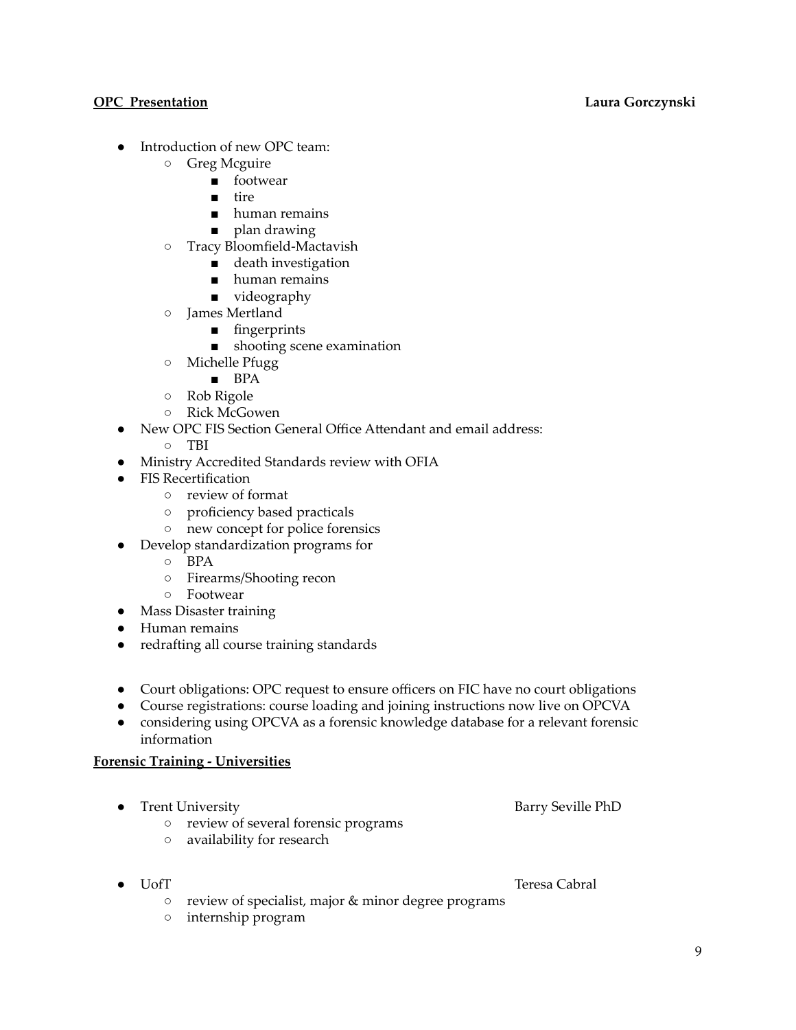**OPC Presentation** **Laura Gorczynski**

- Introduction of new OPC team:
  - Greg Mcguire
    - footwear
    - tire
    - human remains
    - plan drawing
  - Tracy Bloomfield-Mactavish
    - death investigation
    - human remains
    - videography
  - James Mertland
    - fingerprints
    - shooting scene examination
  - Michelle Pfugg
    - BPA
  - Rob Rigole
  - Rick McGowen
- New OPC FIS Section General Office Attendant and email address:
  - TBI
- Ministry Accredited Standards review with OFIA
- FIS Recertification
  - review of format
  - proficiency based practicals
  - new concept for police forensics
- Develop standardization programs for
  - BPA
  - Firearms/Shooting recon
  - Footwear
- Mass Disaster training
- Human remains
- redrafting all course training standards

- Court obligations: OPC request to ensure officers on FIC have no court obligations
- Course registrations: course loading and joining instructions now live on OPCVA
- considering using OPCVA as a forensic knowledge database for a relevant forensic information

**Forensic Training - Universities**

- Trent University — Barry Seville PhD
  - review of several forensic programs
  - availability for research

- UofT — Teresa Cabral
  - review of specialist, major & minor degree programs
  - internship program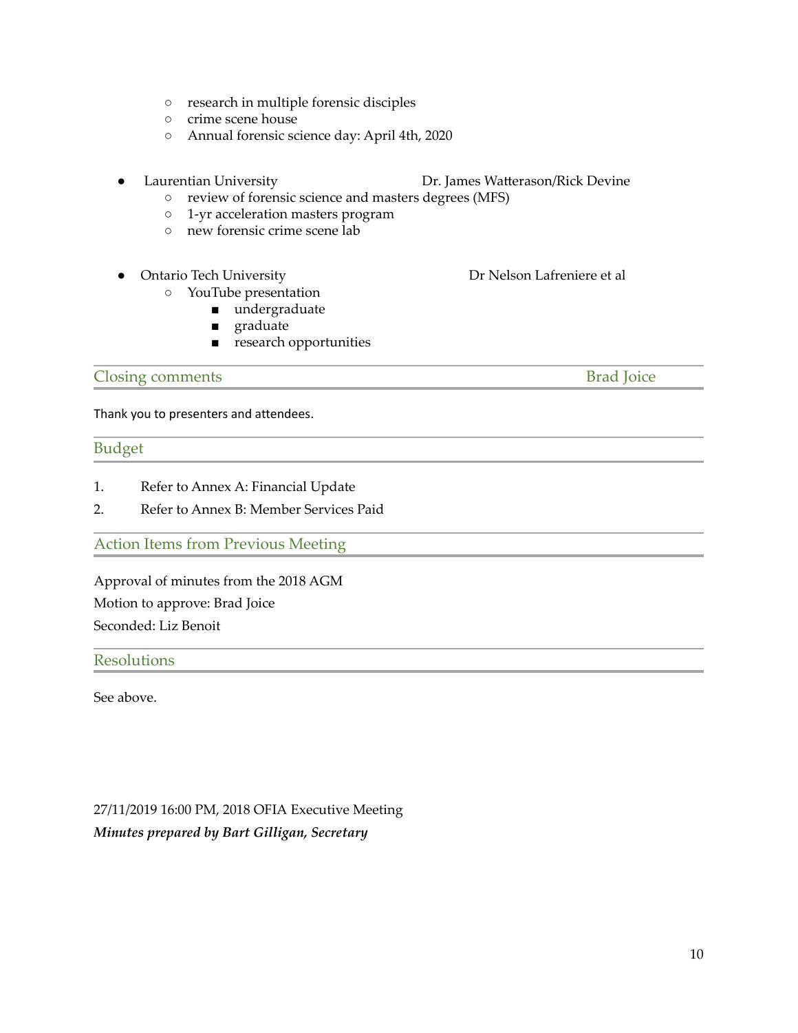- research in multiple forensic disciples
  - crime scene house
  - Annual forensic science day: April 4th, 2020

- Laurentian University — Dr. James Watterason/Rick Devine
  - review of forensic science and masters degrees (MFS)
  - 1-yr acceleration masters program
  - new forensic crime scene lab

- Ontario Tech University — Dr Nelson Lafreniere et al
  - YouTube presentation
    - undergraduate
    - graduate
    - research opportunities

## Closing comments — Brad Joice

Thank you to presenters and attendees.

## Budget

1. Refer to Annex A: Financial Update
2. Refer to Annex B: Member Services Paid

## Action Items from Previous Meeting

Approval of minutes from the 2018 AGM

Motion to approve: Brad Joice

Seconded: Liz Benoit

## Resolutions

See above.

27/11/2019 16:00 PM, 2018 OFIA Executive Meeting

***Minutes prepared by Bart Gilligan, Secretary***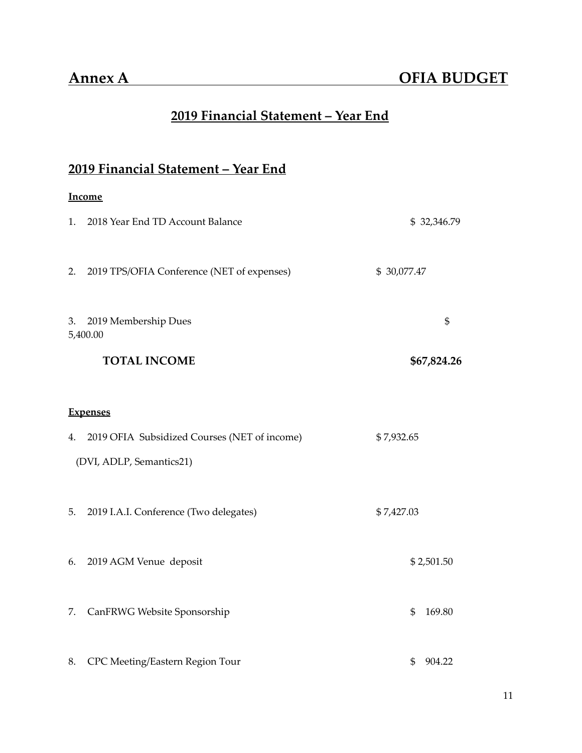## Annex A OFIA BUDGET

### 2019 Financial Statement – Year End

### 2019 Financial Statement – Year End

**Income**

| | |
|---|---|
| 1. 2018 Year End TD Account Balance | $ 32,346.79 |
| 2. 2019 TPS/OFIA Conference (NET of expenses) | $ 30,077.47 |
| 3. 2019 Membership Dues | $ 5,400.00 |
| **TOTAL INCOME** | **$67,824.26** |

**Expenses**

| | |
|---|---|
| 4. 2019 OFIA Subsidized Courses (NET of income) (DVI, ADLP, Semantics21) | $ 7,932.65 |
| 5. 2019 I.A.I. Conference (Two delegates) | $ 7,427.03 |
| 6. 2019 AGM Venue deposit | $ 2,501.50 |
| 7. CanFRWG Website Sponsorship | $ 169.80 |
| 8. CPC Meeting/Eastern Region Tour | $ 904.22 |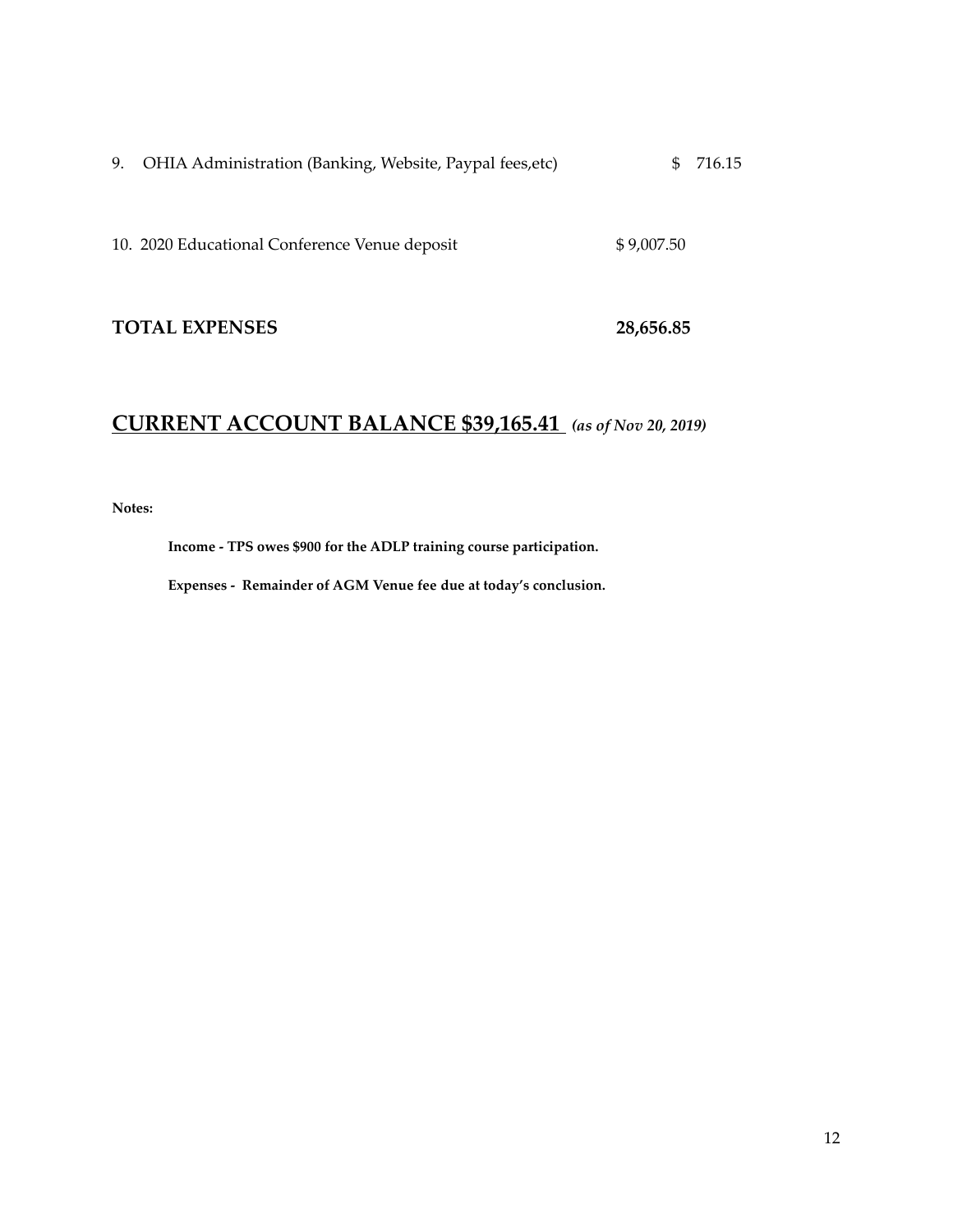9. OHIA Administration (Banking, Website, Paypal fees,etc) $ 716.15

10. 2020 Educational Conference Venue deposit $ 9,007.50

**TOTAL EXPENSES** **28,656.85**

## <u>CURRENT ACCOUNT BALANCE $39,165.41</u> ***(as of Nov 20, 2019)***

**Notes:**

**Income - TPS owes $900 for the ADLP training course participation.**

**Expenses - Remainder of AGM Venue fee due at today's conclusion.**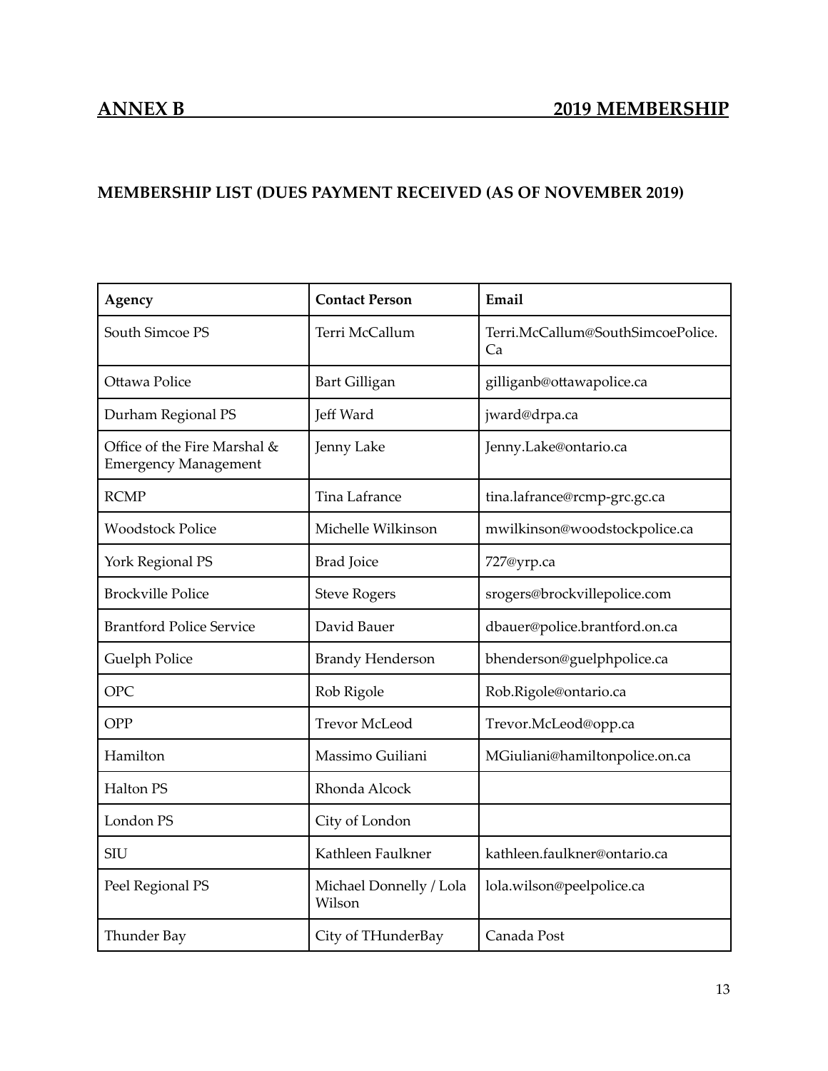## ANNEX B 2019 MEMBERSHIP

### MEMBERSHIP LIST (DUES PAYMENT RECEIVED (AS OF NOVEMBER 2019)

| Agency | Contact Person | Email |
|---|---|---|
| South Simcoe PS | Terri McCallum | Terri.McCallum@SouthSimcoePolice.Ca |
| Ottawa Police | Bart Gilligan | gilliganb@ottawapolice.ca |
| Durham Regional PS | Jeff Ward | jward@drpa.ca |
| Office of the Fire Marshal & Emergency Management | Jenny Lake | Jenny.Lake@ontario.ca |
| RCMP | Tina Lafrance | tina.lafrance@rcmp-grc.gc.ca |
| Woodstock Police | Michelle Wilkinson | mwilkinson@woodstockpolice.ca |
| York Regional PS | Brad Joice | 727@yrp.ca |
| Brockville Police | Steve Rogers | srogers@brockvillepolice.com |
| Brantford Police Service | David Bauer | dbauer@police.brantford.on.ca |
| Guelph Police | Brandy Henderson | bhenderson@guelphpolice.ca |
| OPC | Rob Rigole | Rob.Rigole@ontario.ca |
| OPP | Trevor McLeod | Trevor.McLeod@opp.ca |
| Hamilton | Massimo Guiliani | MGiuliani@hamiltonpolice.on.ca |
| Halton PS | Rhonda Alcock | |
| London PS | City of London | |
| SIU | Kathleen Faulkner | kathleen.faulkner@ontario.ca |
| Peel Regional PS | Michael Donnelly / Lola Wilson | lola.wilson@peelpolice.ca |
| Thunder Bay | City of THunderBay | Canada Post |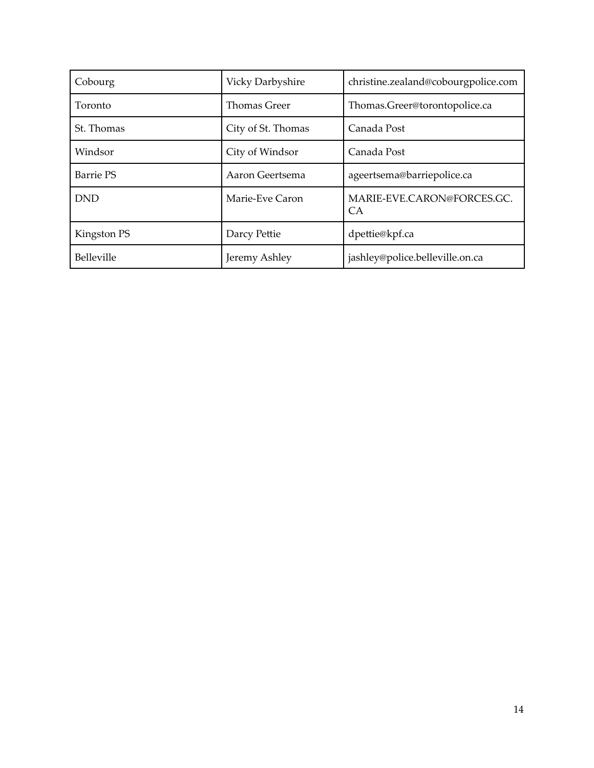| Cobourg | Vicky Darbyshire | christine.zealand@cobourgpolice.com |
|---|---|---|
| Toronto | Thomas Greer | Thomas.Greer@torontopolice.ca |
| St. Thomas | City of St. Thomas | Canada Post |
| Windsor | City of Windsor | Canada Post |
| Barrie PS | Aaron Geertsema | ageertsema@barriepolice.ca |
| DND | Marie-Eve Caron | MARIE-EVE.CARON@FORCES.GC.CA |
| Kingston PS | Darcy Pettie | dpettie@kpf.ca |
| Belleville | Jeremy Ashley | jashley@police.belleville.on.ca |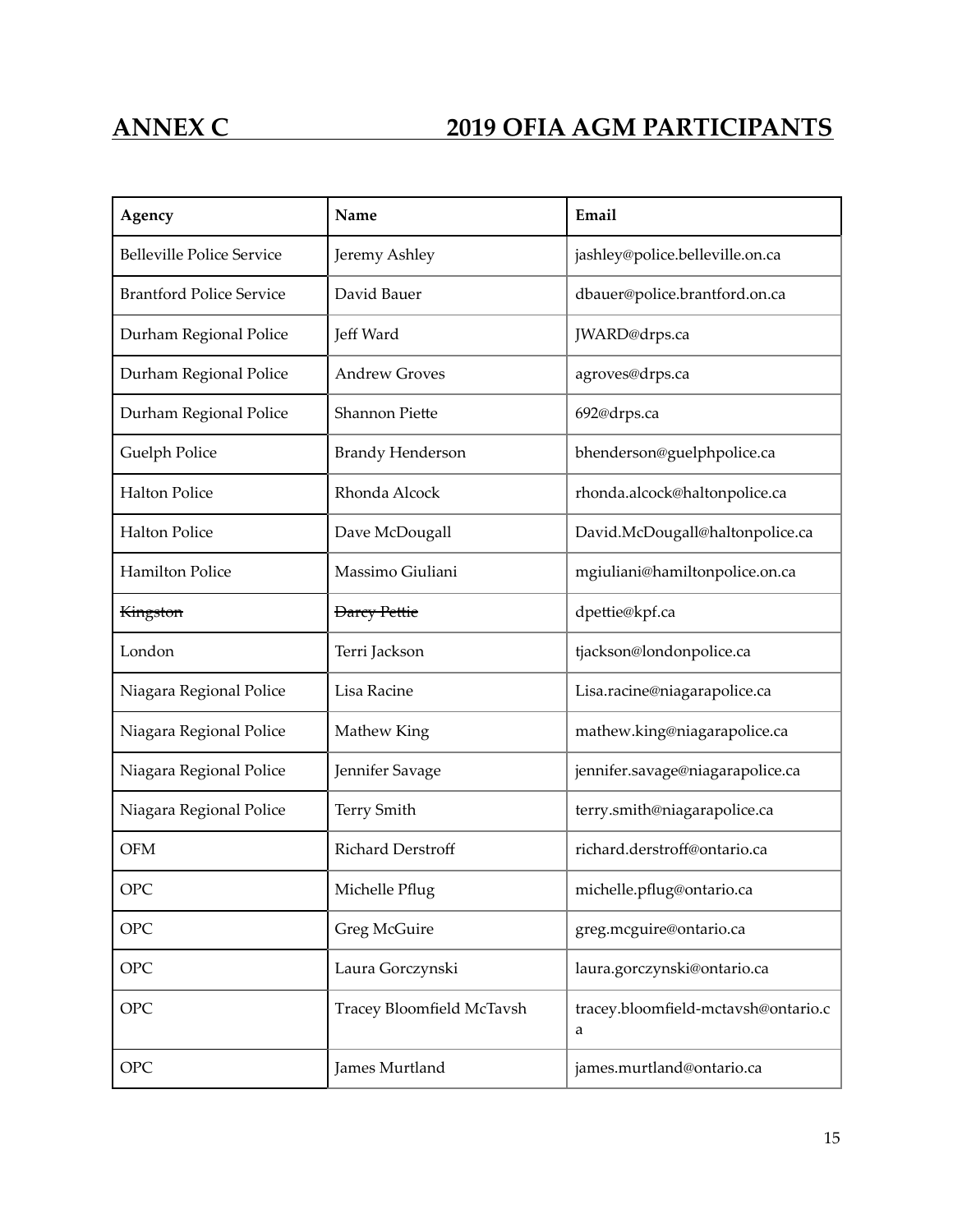## ANNEX C 2019 OFIA AGM PARTICIPANTS

| Agency | Name | Email |
|---|---|---|
| Belleville Police Service | Jeremy Ashley | jashley@police.belleville.on.ca |
| Brantford Police Service | David Bauer | dbauer@police.brantford.on.ca |
| Durham Regional Police | Jeff Ward | JWARD@drps.ca |
| Durham Regional Police | Andrew Groves | agroves@drps.ca |
| Durham Regional Police | Shannon Piette | 692@drps.ca |
| Guelph Police | Brandy Henderson | bhenderson@guelphpolice.ca |
| Halton Police | Rhonda Alcock | rhonda.alcock@haltonpolice.ca |
| Halton Police | Dave McDougall | David.McDougall@haltonpolice.ca |
| Hamilton Police | Massimo Giuliani | mgiuliani@hamiltonpolice.on.ca |
| ~~Kingston~~ | ~~Darcy Pettie~~ | dpettie@kpf.ca |
| London | Terri Jackson | tjackson@londonpolice.ca |
| Niagara Regional Police | Lisa Racine | Lisa.racine@niagarapolice.ca |
| Niagara Regional Police | Mathew King | mathew.king@niagarapolice.ca |
| Niagara Regional Police | Jennifer Savage | jennifer.savage@niagarapolice.ca |
| Niagara Regional Police | Terry Smith | terry.smith@niagarapolice.ca |
| OFM | Richard Derstroff | richard.derstroff@ontario.ca |
| OPC | Michelle Pflug | michelle.pflug@ontario.ca |
| OPC | Greg McGuire | greg.mcguire@ontario.ca |
| OPC | Laura Gorczynski | laura.gorczynski@ontario.ca |
| OPC | Tracey Bloomfield McTavsh | tracey.bloomfield-mctavsh@ontario.ca |
| OPC | James Murtland | james.murtland@ontario.ca |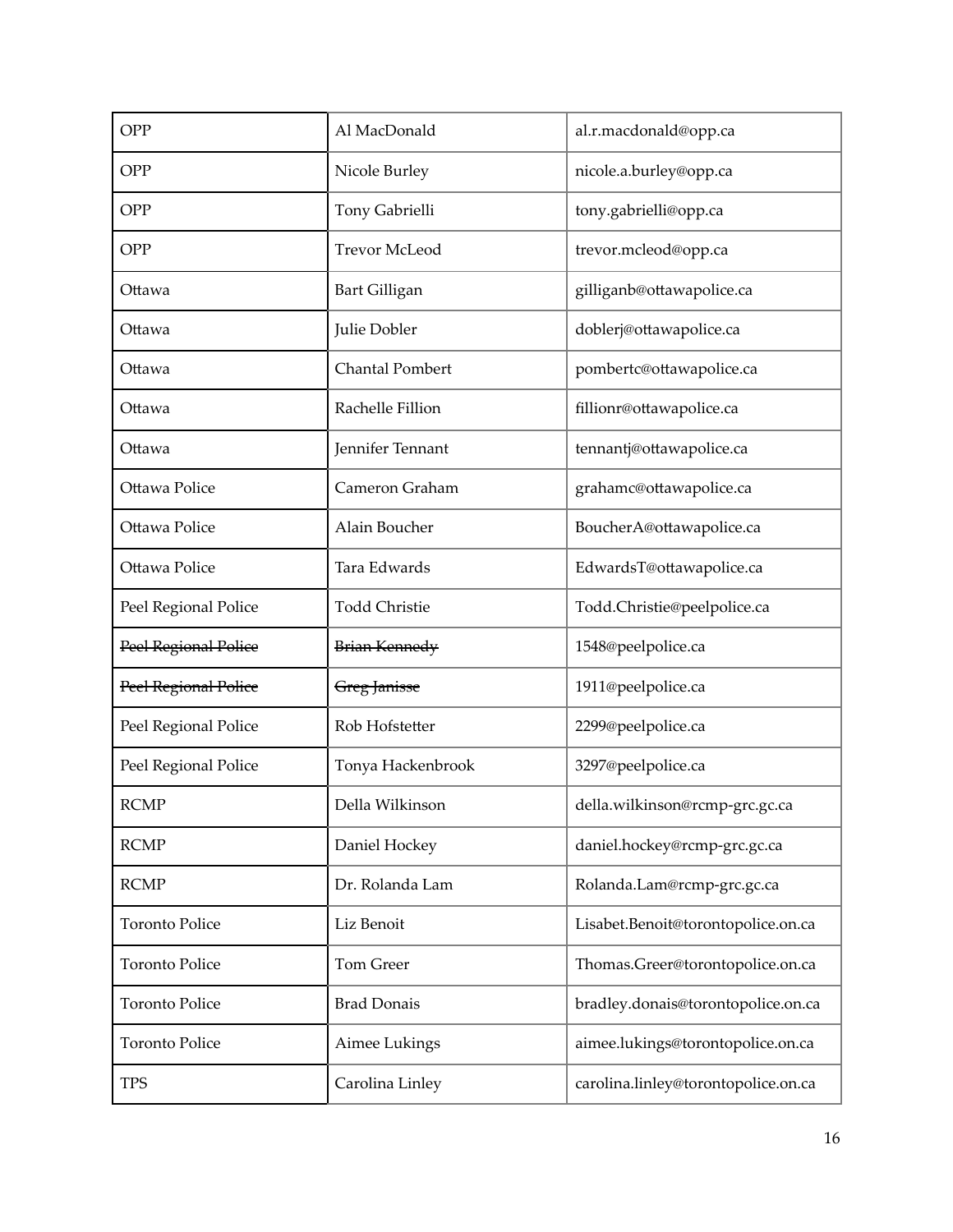| | | |
|---|---|---|
| OPP | Al MacDonald | al.r.macdonald@opp.ca |
| OPP | Nicole Burley | nicole.a.burley@opp.ca |
| OPP | Tony Gabrielli | tony.gabrielli@opp.ca |
| OPP | Trevor McLeod | trevor.mcleod@opp.ca |
| Ottawa | Bart Gilligan | gilliganb@ottawapolice.ca |
| Ottawa | Julie Dobler | doblerj@ottawapolice.ca |
| Ottawa | Chantal Pombert | pombertc@ottawapolice.ca |
| Ottawa | Rachelle Fillion | fillionr@ottawapolice.ca |
| Ottawa | Jennifer Tennant | tennantj@ottawapolice.ca |
| Ottawa Police | Cameron Graham | grahamc@ottawapolice.ca |
| Ottawa Police | Alain Boucher | BoucherA@ottawapolice.ca |
| Ottawa Police | Tara Edwards | EdwardsT@ottawapolice.ca |
| Peel Regional Police | Todd Christie | Todd.Christie@peelpolice.ca |
| ~~Peel Regional Police~~ | ~~Brian Kennedy~~ | 1548@peelpolice.ca |
| ~~Peel Regional Police~~ | ~~Greg Janisse~~ | 1911@peelpolice.ca |
| Peel Regional Police | Rob Hofstetter | 2299@peelpolice.ca |
| Peel Regional Police | Tonya Hackenbrook | 3297@peelpolice.ca |
| RCMP | Della Wilkinson | della.wilkinson@rcmp-grc.gc.ca |
| RCMP | Daniel Hockey | daniel.hockey@rcmp-grc.gc.ca |
| RCMP | Dr. Rolanda Lam | Rolanda.Lam@rcmp-grc.gc.ca |
| Toronto Police | Liz Benoit | Lisabet.Benoit@torontopolice.on.ca |
| Toronto Police | Tom Greer | Thomas.Greer@torontopolice.on.ca |
| Toronto Police | Brad Donais | bradley.donais@torontopolice.on.ca |
| Toronto Police | Aimee Lukings | aimee.lukings@torontopolice.on.ca |
| TPS | Carolina Linley | carolina.linley@torontopolice.on.ca |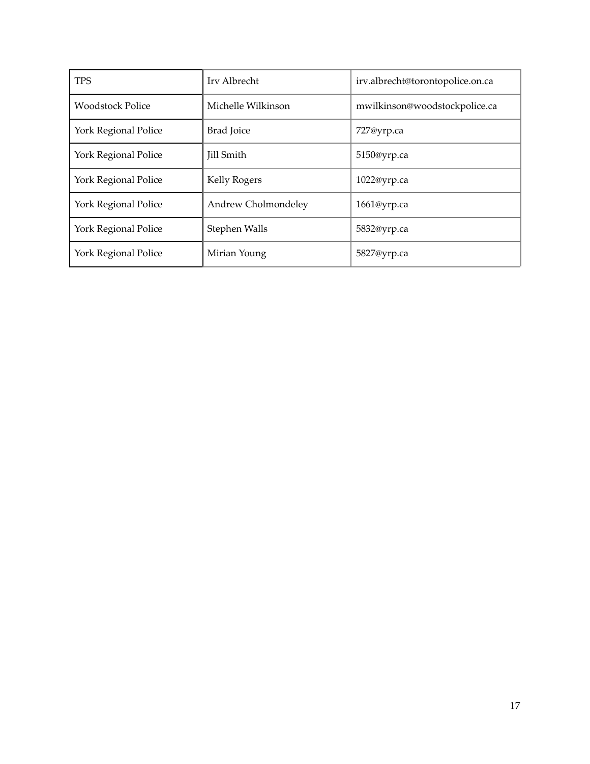| | | |
|---|---|---|
| TPS | Irv Albrecht | irv.albrecht@torontopolice.on.ca |
| Woodstock Police | Michelle Wilkinson | mwilkinson@woodstockpolice.ca |
| York Regional Police | Brad Joice | 727@yrp.ca |
| York Regional Police | Jill Smith | 5150@yrp.ca |
| York Regional Police | Kelly Rogers | 1022@yrp.ca |
| York Regional Police | Andrew Cholmondeley | 1661@yrp.ca |
| York Regional Police | Stephen Walls | 5832@yrp.ca |
| York Regional Police | Mirian Young | 5827@yrp.ca |